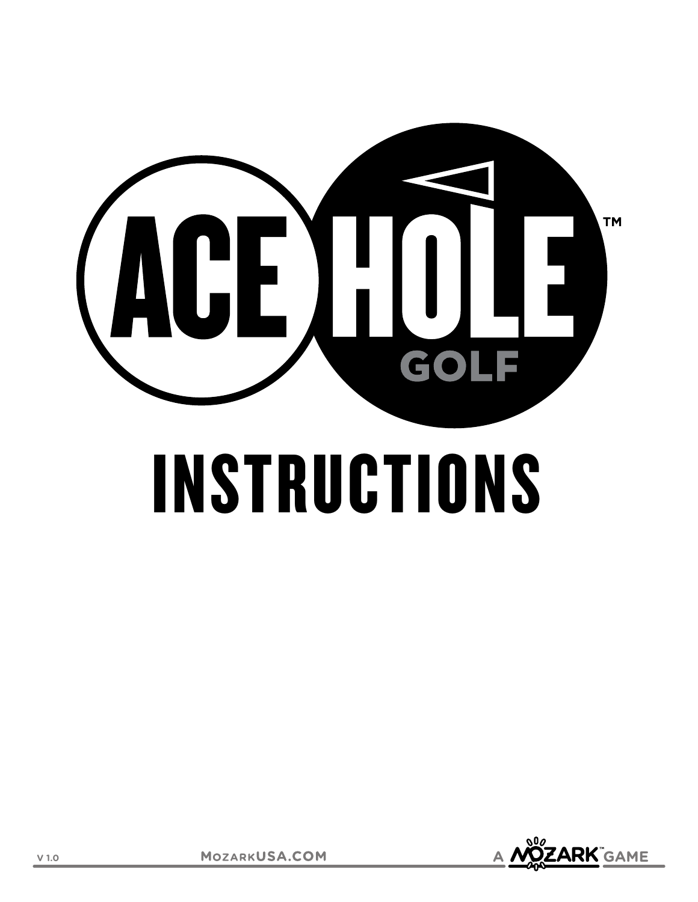# ACE HOLE™ GOLF

# INSTRUCTIONS

V 1.0 MozarkUSA.COM A MOZARK™ GAME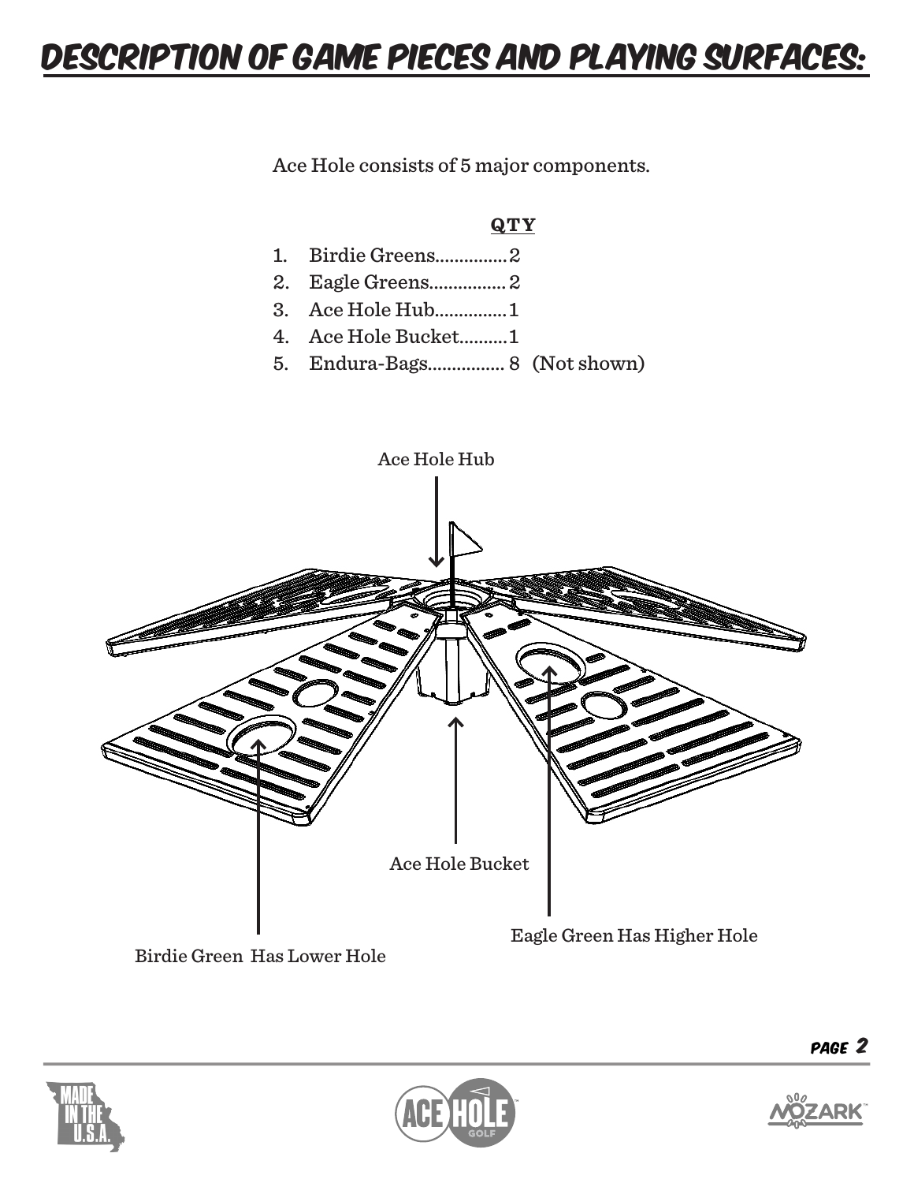# DESCRIPTION OF GAME PIECES AND PLAYING SURFACES:

Ace Hole consists of 5 major components.

| | | QTY | |
|---|---|---|---|
| 1. | Birdie Greens | 2 | |
| 2. | Eagle Greens | 2 | |
| 3. | Ace Hole Hub | 1 | |
| 4. | Ace Hole Bucket | 1 | |
| 5. | Endura-Bags | 8 | (Not shown) |

Ace Hole Hub

Ace Hole Bucket

Birdie Green Has Lower Hole

Eagle Green Has Higher Hole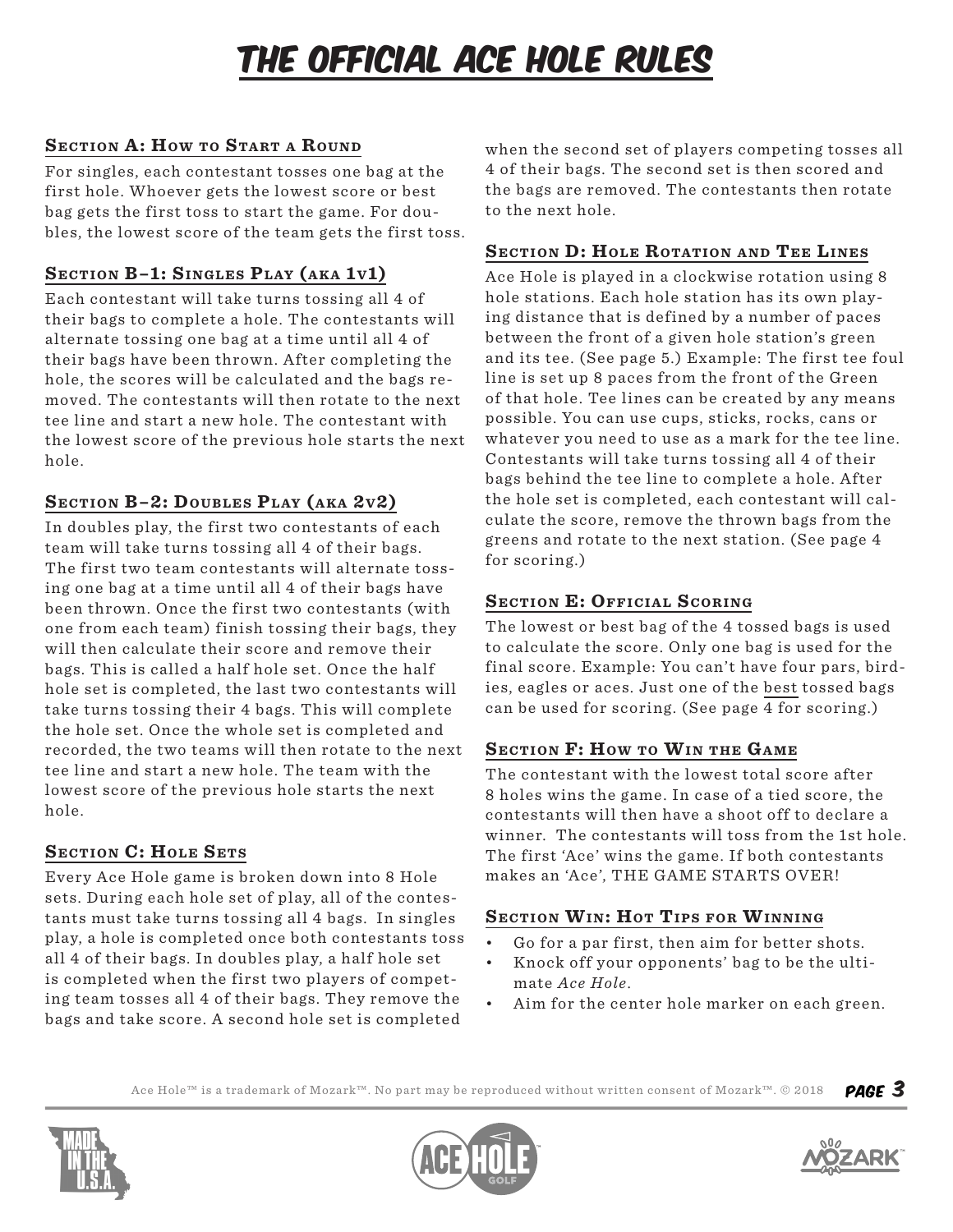# The Official Ace Hole Rules

## Section A: How to Start a Round

For singles, each contestant tosses one bag at the first hole. Whoever gets the lowest score or best bag gets the first toss to start the game. For doubles, the lowest score of the team gets the first toss.

## Section B–1: Singles Play (aka 1v1)

Each contestant will take turns tossing all 4 of their bags to complete a hole. The contestants will alternate tossing one bag at a time until all 4 of their bags have been thrown. After completing the hole, the scores will be calculated and the bags removed. The contestants will then rotate to the next tee line and start a new hole. The contestant with the lowest score of the previous hole starts the next hole.

## Section B–2: Doubles Play (aka 2v2)

In doubles play, the first two contestants of each team will take turns tossing all 4 of their bags. The first two team contestants will alternate tossing one bag at a time until all 4 of their bags have been thrown. Once the first two contestants (with one from each team) finish tossing their bags, they will then calculate their score and remove their bags. This is called a half hole set. Once the half hole set is completed, the last two contestants will take turns tossing their 4 bags. This will complete the hole set. Once the whole set is completed and recorded, the two teams will then rotate to the next tee line and start a new hole. The team with the lowest score of the previous hole starts the next hole.

## Section C: Hole Sets

Every Ace Hole game is broken down into 8 Hole sets. During each hole set of play, all of the contestants must take turns tossing all 4 bags. In singles play, a hole is completed once both contestants toss all 4 of their bags. In doubles play, a half hole set is completed when the first two players of competing team tosses all 4 of their bags. They remove the bags and take score. A second hole set is completed when the second set of players competing tosses all 4 of their bags. The second set is then scored and the bags are removed. The contestants then rotate to the next hole.

## Section D: Hole Rotation and Tee Lines

Ace Hole is played in a clockwise rotation using 8 hole stations. Each hole station has its own playing distance that is defined by a number of paces between the front of a given hole station's green and its tee. (See page 5.) Example: The first tee foul line is set up 8 paces from the front of the Green of that hole. Tee lines can be created by any means possible. You can use cups, sticks, rocks, cans or whatever you need to use as a mark for the tee line. Contestants will take turns tossing all 4 of their bags behind the tee line to complete a hole. After the hole set is completed, each contestant will calculate the score, remove the thrown bags from the greens and rotate to the next station. (See page 4 for scoring.)

## Section E: Official Scoring

The lowest or best bag of the 4 tossed bags is used to calculate the score. Only one bag is used for the final score. Example: You can't have four pars, birdies, eagles or aces. Just one of the <u>best</u> tossed bags can be used for scoring. (See page 4 for scoring.)

## Section F: How to Win the Game

The contestant with the lowest total score after 8 holes wins the game. In case of a tied score, the contestants will then have a shoot off to declare a winner. The contestants will toss from the 1st hole. The first 'Ace' wins the game. If both contestants makes an 'Ace', THE GAME STARTS OVER!

## Section Win: Hot Tips for Winning

- Go for a par first, then aim for better shots.
- Knock off your opponents' bag to be the ultimate *Ace Hole*.
- Aim for the center hole marker on each green.

Ace Hole™ is a trademark of Mozark™. No part may be reproduced without written consent of Mozark™. © 2018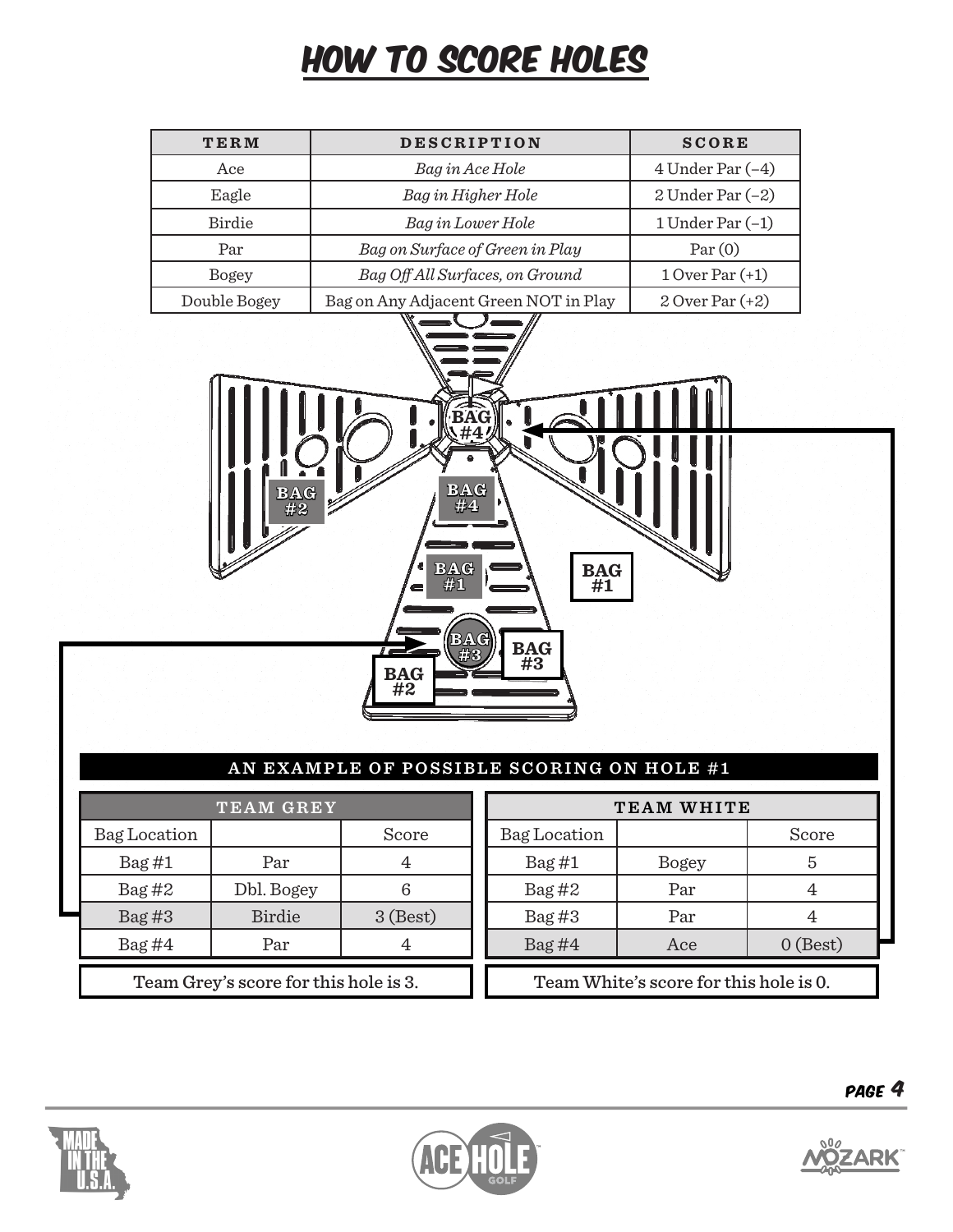# HOW TO SCORE HOLES

| TERM | DESCRIPTION | SCORE |
|---|---|---|
| Ace | *Bag in Ace Hole* | 4 Under Par (–4) |
| Eagle | *Bag in Higher Hole* | 2 Under Par (–2) |
| Birdie | *Bag in Lower Hole* | 1 Under Par (–1) |
| Par | *Bag on Surface of Green in Play* | Par (0) |
| Bogey | *Bag Off All Surfaces, on Ground* | 1 Over Par (+1) |
| Double Bogey | Bag on Any Adjacent Green NOT in Play | 2 Over Par (+2) |

## AN EXAMPLE OF POSSIBLE SCORING ON HOLE #1

| TEAM GREY | | |
|---|---|---|
| Bag Location | | Score |
| Bag #1 | Par | 4 |
| Bag #2 | Dbl. Bogey | 6 |
| Bag #3 | Birdie | 3 (Best) |
| Bag #4 | Par | 4 |

Team Grey's score for this hole is 3.

| TEAM WHITE | | |
|---|---|---|
| Bag Location | | Score |
| Bag #1 | Bogey | 5 |
| Bag #2 | Par | 4 |
| Bag #3 | Par | 4 |
| Bag #4 | Ace | 0 (Best) |

Team White's score for this hole is 0.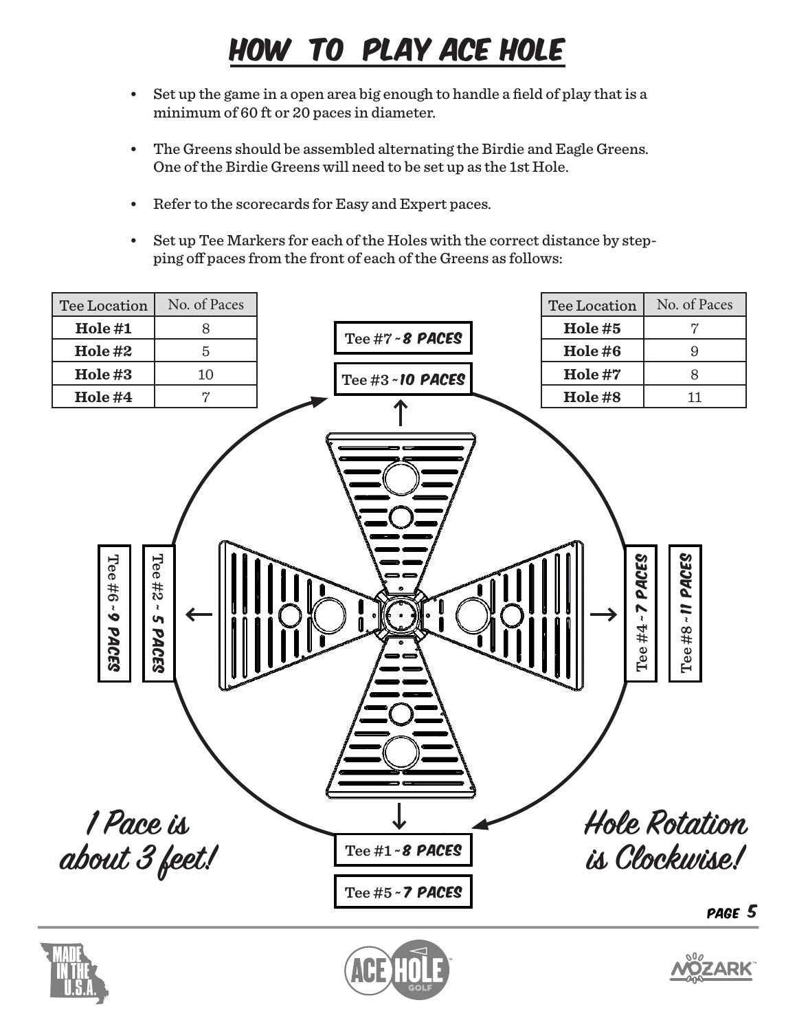# HOW TO PLAY ACE HOLE

- Set up the game in a open area big enough to handle a field of play that is a minimum of 60 ft or 20 paces in diameter.
- The Greens should be assembled alternating the Birdie and Eagle Greens. One of the Birdie Greens will need to be set up as the 1st Hole.
- Refer to the scorecards for Easy and Expert paces.
- Set up Tee Markers for each of the Holes with the correct distance by stepping off paces from the front of each of the Greens as follows:

| Tee Location | No. of Paces |
|---|---|
| **Hole #1** | 8 |
| **Hole #2** | 5 |
| **Hole #3** | 10 |
| **Hole #4** | 7 |

| Tee Location | No. of Paces |
|---|---|
| **Hole #5** | 7 |
| **Hole #6** | 9 |
| **Hole #7** | 8 |
| **Hole #8** | 11 |

Tee #7 ~ ***8 PACES***

Tee #3 ~ ***10 PACES***

Tee #6 ~ ***9 PACES***

Tee #2 ~ ***5 PACES***

Tee #4 ~ ***7 PACES***

Tee #8 ~ ***11 PACES***

Tee #1 ~ ***8 PACES***

Tee #5 ~ ***7 PACES***

*1 Pace is about 3 feet!*

*Hole Rotation is Clockwise!*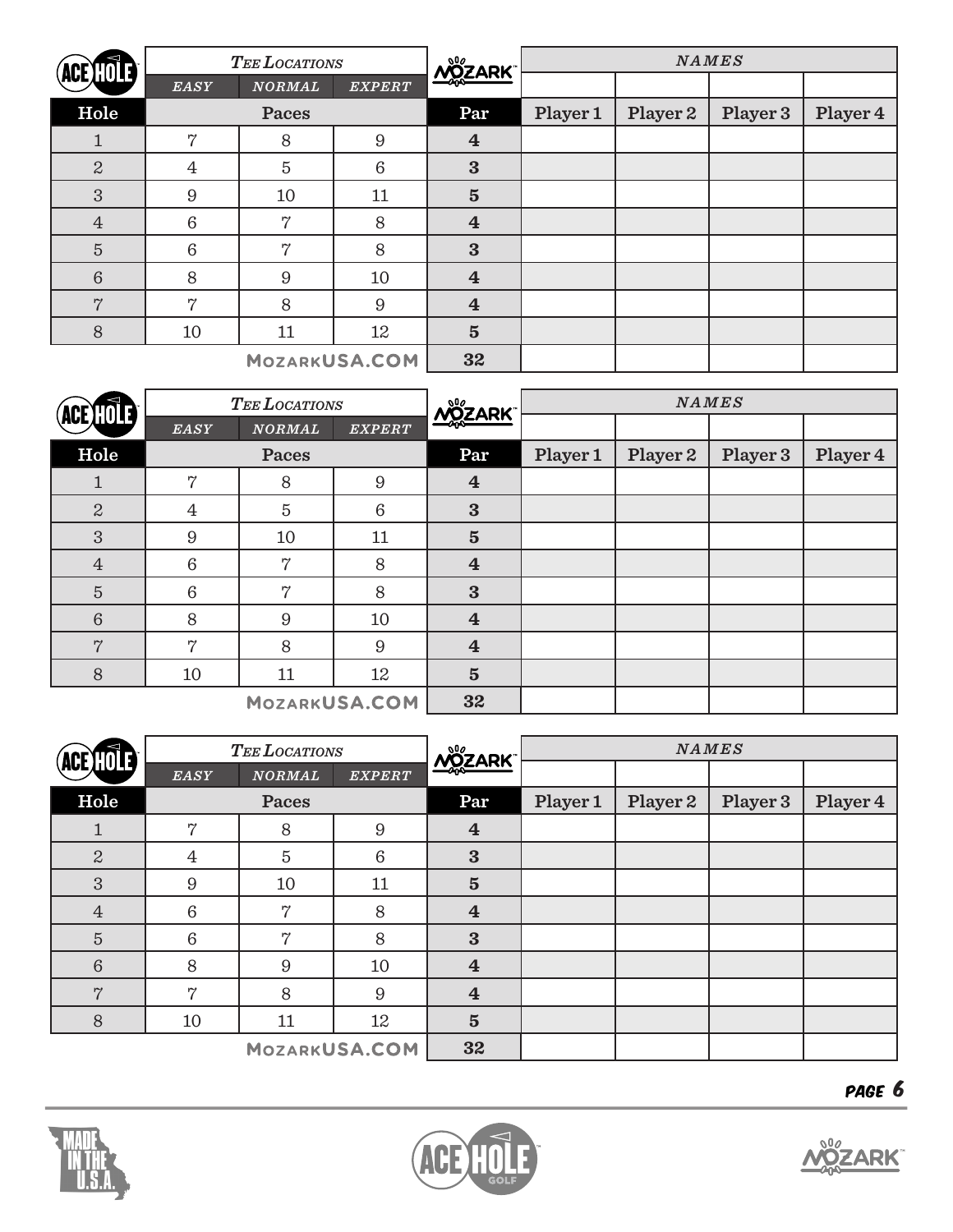| ACE HOLE | Tee Locations | | | MOZARK | NAMES | | | |
|---|---|---|---|---|---|---|---|---|
| | *EASY* | *NORMAL* | *EXPERT* | | | | | |
| **Hole** | **Paces** | | | **Par** | **Player 1** | **Player 2** | **Player 3** | **Player 4** |
| 1 | 7 | 8 | 9 | **4** | | | | |
| 2 | 4 | 5 | 6 | **3** | | | | |
| 3 | 9 | 10 | 11 | **5** | | | | |
| 4 | 6 | 7 | 8 | **4** | | | | |
| 5 | 6 | 7 | 8 | **3** | | | | |
| 6 | 8 | 9 | 10 | **4** | | | | |
| 7 | 7 | 8 | 9 | **4** | | | | |
| 8 | 10 | 11 | 12 | **5** | | | | |
| MozarkUSA.com | | | | **32** | | | | |

| ACE HOLE | Tee Locations | | | MOZARK | NAMES | | | |
|---|---|---|---|---|---|---|---|---|
| | *EASY* | *NORMAL* | *EXPERT* | | | | | |
| **Hole** | **Paces** | | | **Par** | **Player 1** | **Player 2** | **Player 3** | **Player 4** |
| 1 | 7 | 8 | 9 | **4** | | | | |
| 2 | 4 | 5 | 6 | **3** | | | | |
| 3 | 9 | 10 | 11 | **5** | | | | |
| 4 | 6 | 7 | 8 | **4** | | | | |
| 5 | 6 | 7 | 8 | **3** | | | | |
| 6 | 8 | 9 | 10 | **4** | | | | |
| 7 | 7 | 8 | 9 | **4** | | | | |
| 8 | 10 | 11 | 12 | **5** | | | | |
| MozarkUSA.com | | | | **32** | | | | |

| ACE HOLE | Tee Locations | | | MOZARK | NAMES | | | |
|---|---|---|---|---|---|---|---|---|
| | *EASY* | *NORMAL* | *EXPERT* | | | | | |
| **Hole** | **Paces** | | | **Par** | **Player 1** | **Player 2** | **Player 3** | **Player 4** |
| 1 | 7 | 8 | 9 | **4** | | | | |
| 2 | 4 | 5 | 6 | **3** | | | | |
| 3 | 9 | 10 | 11 | **5** | | | | |
| 4 | 6 | 7 | 8 | **4** | | | | |
| 5 | 6 | 7 | 8 | **3** | | | | |
| 6 | 8 | 9 | 10 | **4** | | | | |
| 7 | 7 | 8 | 9 | **4** | | | | |
| 8 | 10 | 11 | 12 | **5** | | | | |
| MozarkUSA.com | | | | **32** | | | | |

MADE IN THE U.S.A.

ACE HOLE GOLF

MOZARK